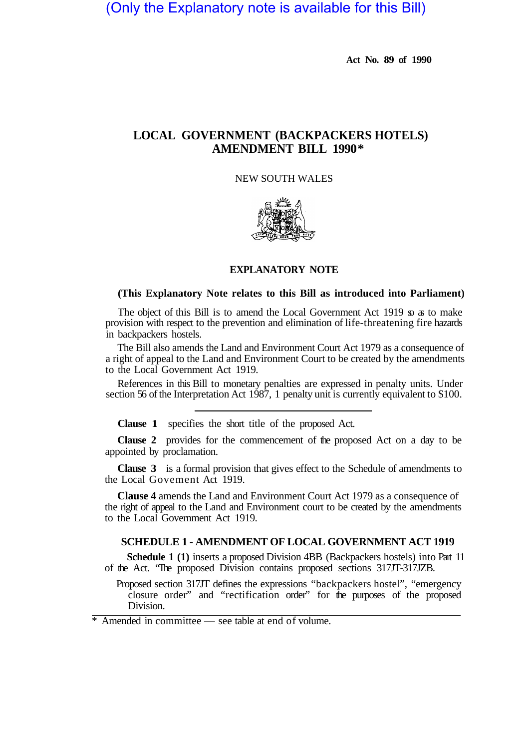(Only the Explanatory note is available for this Bill)

Act No. 89 of 1990

# LOCAL GOVERNMENT (BACKPACKERS HOTELS) AMENDMENT BILL 1990*

NEW SOUTH WALES

## EXPLANATORY NOTE

**(This Explanatory Note relates to this Bill as introduced into Parliament)**

The object of this Bill is to amend the Local Government Act 1919 so as to make provision with respect to the prevention and elimination of life-threatening fire hazards in backpackers hostels.

The Bill also amends the Land and Environment Court Act 1979 as a consequence of a right of appeal to the Land and Environment Court to be created by the amendments to the Local Government Act 1919.

References in this Bill to monetary penalties are expressed in penalty units. Under section 56 of the Interpretation Act 1987, 1 penalty unit is currently equivalent to $100.

---

**Clause 1** specifies the short title of the proposed Act.

**Clause 2** provides for the commencement of the proposed Act on a day to be appointed by proclamation.

**Clause 3** is a formal provision that gives effect to the Schedule of amendments to the Local Govement Act 1919.

**Clause 4** amends the Land and Environment Court Act 1979 as a consequence of the right of appeal to the Land and Environment court to be created by the amendments to the Local Government Act 1919.

### SCHEDULE 1 - AMENDMENT OF LOCAL GOVERNMENT ACT 1919

**Schedule 1 (1)** inserts a proposed Division 4BB (Backpackers hostels) into Part 11 of the Act. "The proposed Division contains proposed sections 317JT-317JZB.

Proposed section 317JT defines the expressions "backpackers hostel", "emergency closure order" and "rectification order" for the purposes of the proposed Division.

---

\* Amended in committee — see table at end of volume.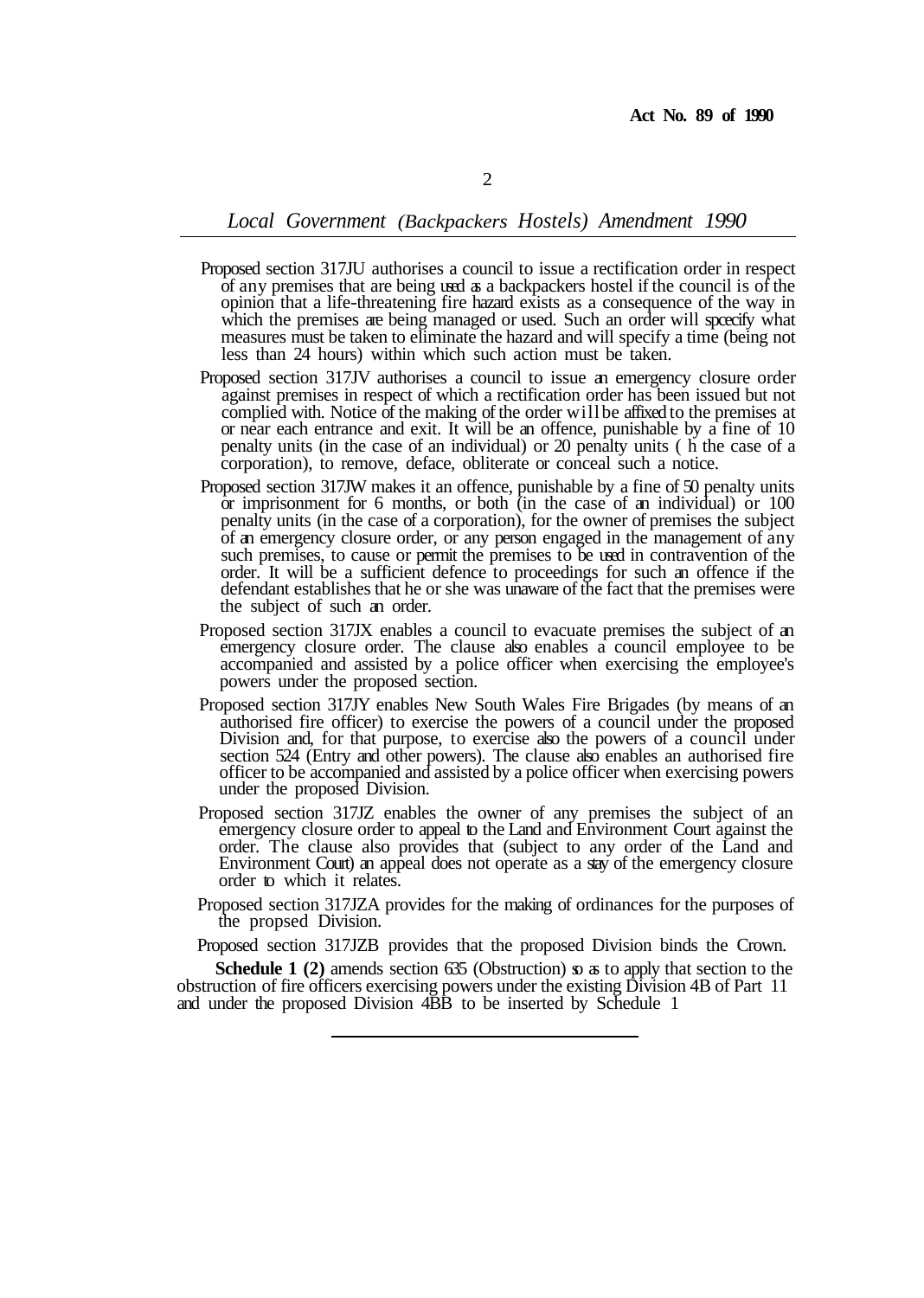Proposed section 317JU authorises a council to issue a rectification order in respect of any premises that are being used as a backpackers hostel if the council is of the opinion that a life-threatening fire hazard exists as a consequence of the way in which the premises are being managed or used. Such an order will spcecify what measures must be taken to eliminate the hazard and will specify a time (being not less than 24 hours) within which such action must be taken.

Proposed section 317JV authorises a council to issue an emergency closure order against premises in respect of which a rectification order has been issued but not complied with. Notice of the making of the order will be affixed to the premises at or near each entrance and exit. It will be an offence, punishable by a fine of 10 penalty units (in the case of an individual) or 20 penalty units ( h the case of a corporation), to remove, deface, obliterate or conceal such a notice.

Proposed section 317JW makes it an offence, punishable by a fine of 50 penalty units or imprisonment for 6 months, or both (in the case of an individual) or 100 penalty units (in the case of a corporation), for the owner of premises the subject of an emergency closure order, or any person engaged in the management of any such premises, to cause or permit the premises to be used in contravention of the order. It will be a sufficient defence to proceedings for such an offence if the defendant establishes that he or she was unaware of the fact that the premises were the subject of such an order.

Proposed section 317JX enables a council to evacuate premises the subject of an emergency closure order. The clause also enables a council employee to be accompanied and assisted by a police officer when exercising the employee's powers under the proposed section.

Proposed section 317JY enables New South Wales Fire Brigades (by means of an authorised fire officer) to exercise the powers of a council under the proposed Division and, for that purpose, to exercise also the powers of a council under section 524 (Entry and other powers). The clause also enables an authorised fire officer to be accompanied and assisted by a police officer when exercising powers under the proposed Division.

Proposed section 317JZ enables the owner of any premises the subject of an emergency closure order to appeal to the Land and Environment Court against the order. The clause also provides that (subject to any order of the Land and Environment Court) an appeal does not operate as a stay of the emergency closure order to which it relates.

Proposed section 317JZA provides for the making of ordinances for the purposes of the propsed Division.

Proposed section 317JZB provides that the proposed Division binds the Crown.

**Schedule 1 (2)** amends section 635 (Obstruction) so as to apply that section to the obstruction of fire officers exercising powers under the existing Division 4B of Part 11 and under the proposed Division 4BB to be inserted by Schedule 1